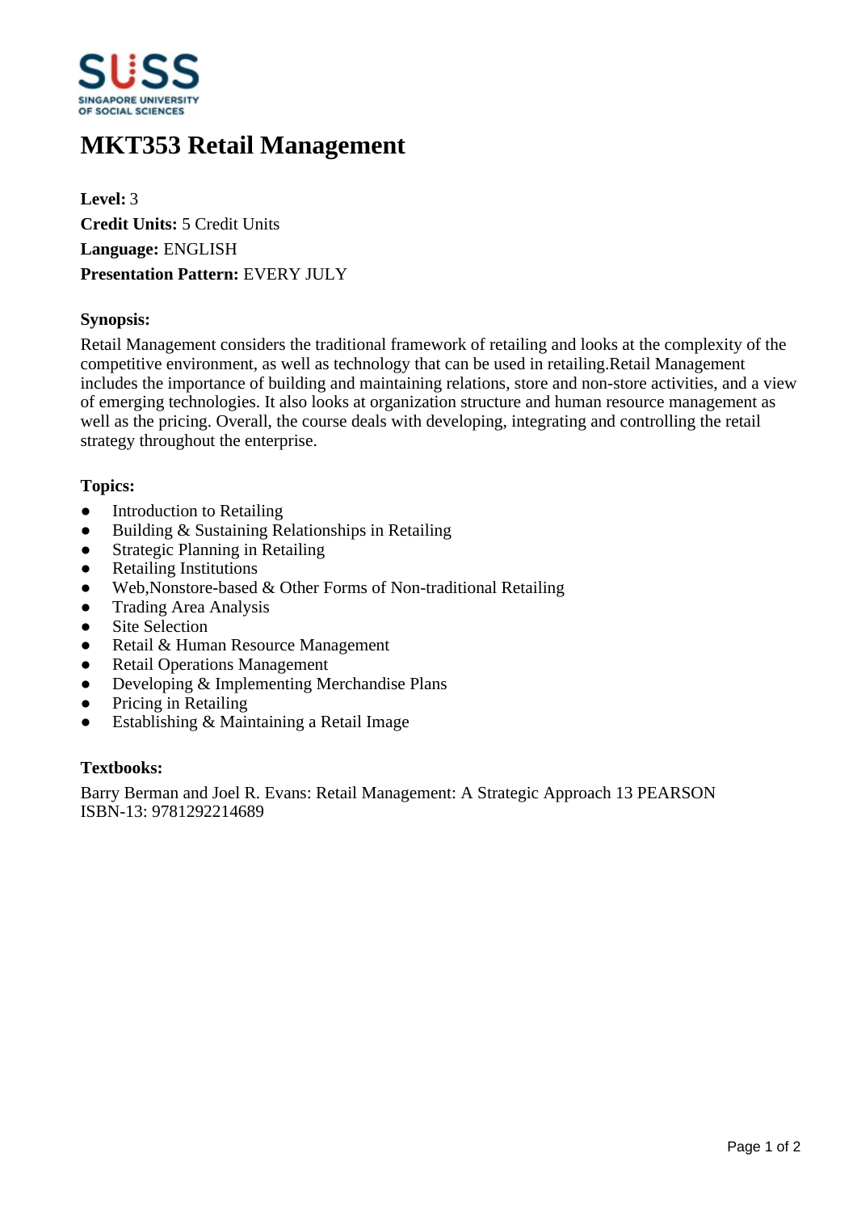# MKT353 Retail Management

**Level:** 3
**Credit Units:** 5 Credit Units
**Language:** ENGLISH
**Presentation Pattern:** EVERY JULY

### Synopsis:

Retail Management considers the traditional framework of retailing and looks at the complexity of the competitive environment, as well as technology that can be used in retailing.Retail Management includes the importance of building and maintaining relations, store and non-store activities, and a view of emerging technologies. It also looks at organization structure and human resource management as well as the pricing. Overall, the course deals with developing, integrating and controlling the retail strategy throughout the enterprise.

### Topics:

- Introduction to Retailing
- Building & Sustaining Relationships in Retailing
- Strategic Planning in Retailing
- Retailing Institutions
- Web,Nonstore-based & Other Forms of Non-traditional Retailing
- Trading Area Analysis
- Site Selection
- Retail & Human Resource Management
- Retail Operations Management
- Developing & Implementing Merchandise Plans
- Pricing in Retailing
- Establishing & Maintaining a Retail Image

### Textbooks:

Barry Berman and Joel R. Evans: Retail Management: A Strategic Approach 13 PEARSON
ISBN-13: 9781292214689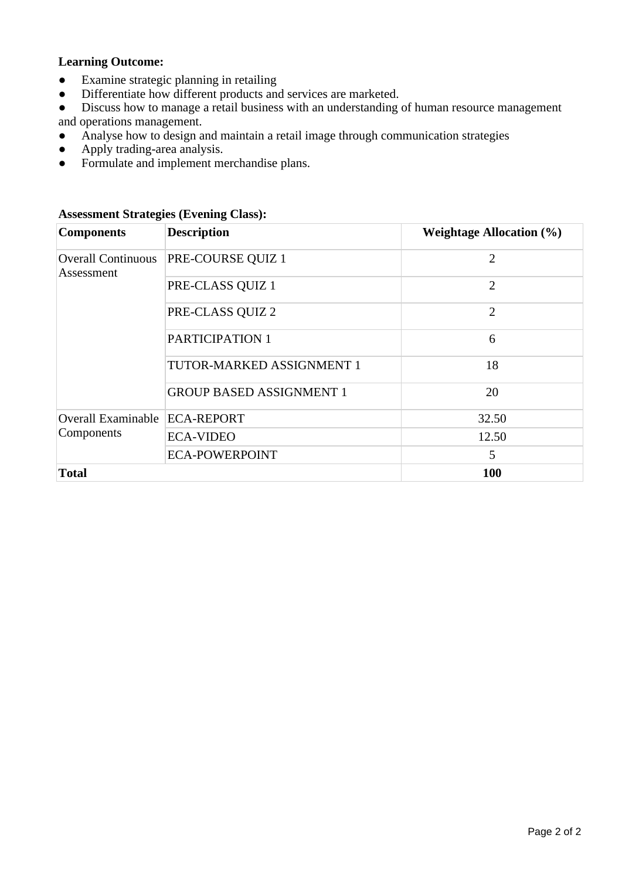**Learning Outcome:**

- Examine strategic planning in retailing
- Differentiate how different products and services are marketed.
- Discuss how to manage a retail business with an understanding of human resource management and operations management.
- Analyse how to design and maintain a retail image through communication strategies
- Apply trading-area analysis.
- Formulate and implement merchandise plans.

**Assessment Strategies (Evening Class):**

| **Components** | **Description** | **Weightage Allocation (%)** |
|---|---|---|
| Overall Continuous Assessment | PRE-COURSE QUIZ 1 | 2 |
| | PRE-CLASS QUIZ 1 | 2 |
| | PRE-CLASS QUIZ 2 | 2 |
| | PARTICIPATION 1 | 6 |
| | TUTOR-MARKED ASSIGNMENT 1 | 18 |
| | GROUP BASED ASSIGNMENT 1 | 20 |
| Overall Examinable Components | ECA-REPORT | 32.50 |
| | ECA-VIDEO | 12.50 |
| | ECA-POWERPOINT | 5 |
| **Total** | | **100** |